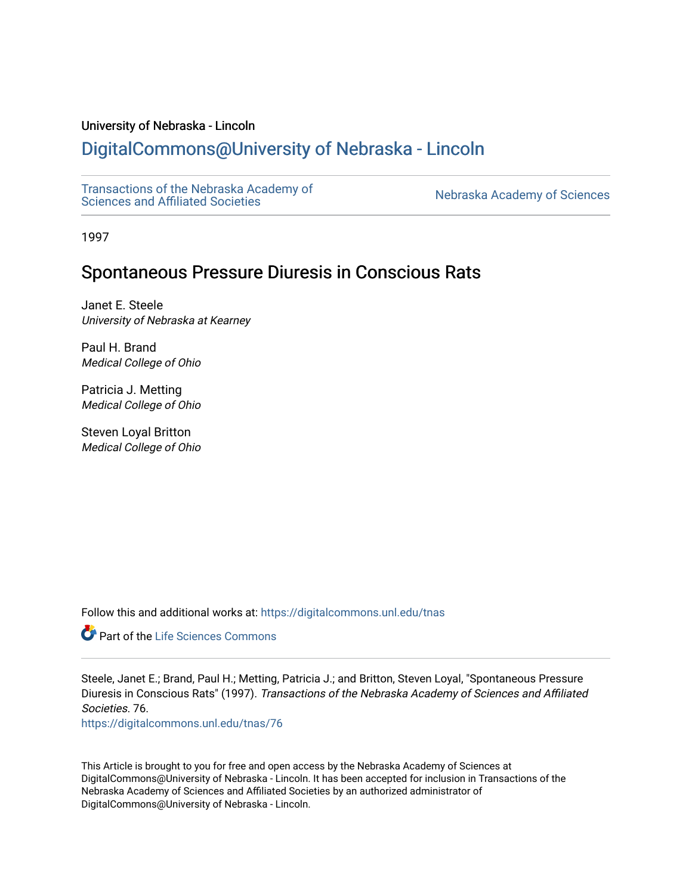University of Nebraska - Lincoln

## DigitalCommons@University of Nebraska - Lincoln

Transactions of the Nebraska Academy of Sciences and Affiliated Societies

Nebraska Academy of Sciences

1997

# Spontaneous Pressure Diuresis in Conscious Rats

Janet E. Steele
*University of Nebraska at Kearney*

Paul H. Brand
*Medical College of Ohio*

Patricia J. Metting
*Medical College of Ohio*

Steven Loyal Britton
*Medical College of Ohio*

Follow this and additional works at: https://digitalcommons.unl.edu/tnas

Part of the Life Sciences Commons

Steele, Janet E.; Brand, Paul H.; Metting, Patricia J.; and Britton, Steven Loyal, "Spontaneous Pressure Diuresis in Conscious Rats" (1997). *Transactions of the Nebraska Academy of Sciences and Affiliated Societies*. 76.
https://digitalcommons.unl.edu/tnas/76

This Article is brought to you for free and open access by the Nebraska Academy of Sciences at DigitalCommons@University of Nebraska - Lincoln. It has been accepted for inclusion in Transactions of the Nebraska Academy of Sciences and Affiliated Societies by an authorized administrator of DigitalCommons@University of Nebraska - Lincoln.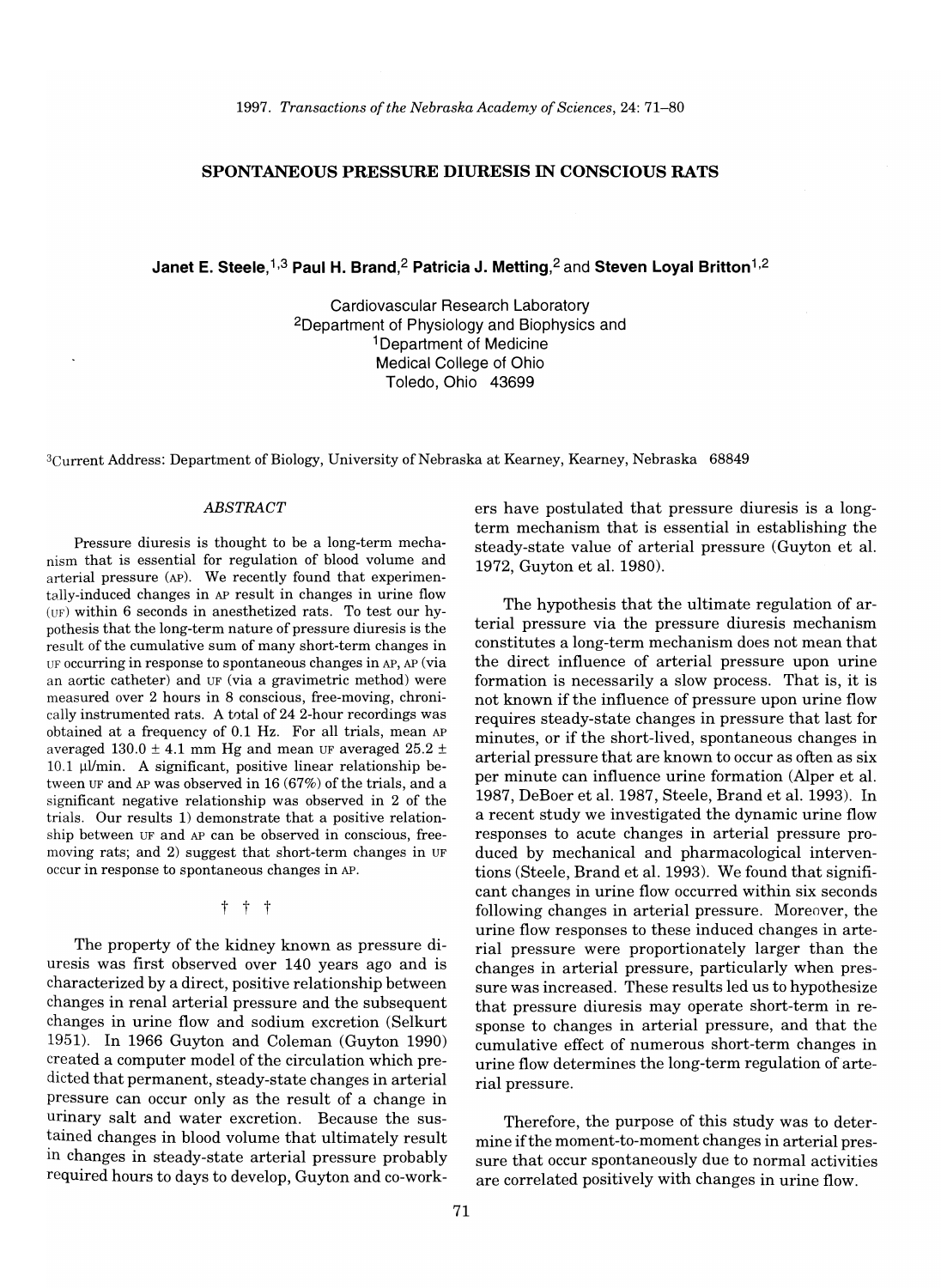# SPONTANEOUS PRESSURE DIURESIS IN CONSCIOUS RATS

**Janet E. Steele,**[1,3] **Paul H. Brand,**[2] **Patricia J. Metting,**[2] **and Steven Loyal Britton**[1,2]

Cardiovascular Research Laboratory
[2]Department of Physiology and Biophysics and
[1]Department of Medicine
Medical College of Ohio
Toledo, Ohio 43699

[3]Current Address: Department of Biology, University of Nebraska at Kearney, Kearney, Nebraska 68849

## *ABSTRACT*

Pressure diuresis is thought to be a long-term mechanism that is essential for regulation of blood volume and arterial pressure (AP). We recently found that experimentally-induced changes in AP result in changes in urine flow (UF) within 6 seconds in anesthetized rats. To test our hypothesis that the long-term nature of pressure diuresis is the result of the cumulative sum of many short-term changes in UF occurring in response to spontaneous changes in AP, AP (via an aortic catheter) and UF (via a gravimetric method) were measured over 2 hours in 8 conscious, free-moving, chronically instrumented rats. A total of 24 2-hour recordings was obtained at a frequency of 0.1 Hz. For all trials, mean AP averaged 130.0 ± 4.1 mm Hg and mean UF averaged 25.2 ± 10.1 µl/min. A significant, positive linear relationship between UF and AP was observed in 16 (67%) of the trials, and a significant negative relationship was observed in 2 of the trials. Our results 1) demonstrate that a positive relationship between UF and AP can be observed in conscious, free-moving rats; and 2) suggest that short-term changes in UF occur in response to spontaneous changes in AP.

† † †

The property of the kidney known as pressure diuresis was first observed over 140 years ago and is characterized by a direct, positive relationship between changes in renal arterial pressure and the subsequent changes in urine flow and sodium excretion (Selkurt 1951). In 1966 Guyton and Coleman (Guyton 1990) created a computer model of the circulation which predicted that permanent, steady-state changes in arterial pressure can occur only as the result of a change in urinary salt and water excretion. Because the sustained changes in blood volume that ultimately result in changes in steady-state arterial pressure probably required hours to days to develop, Guyton and co-workers have postulated that pressure diuresis is a long-term mechanism that is essential in establishing the steady-state value of arterial pressure (Guyton et al. 1972, Guyton et al. 1980).

The hypothesis that the ultimate regulation of arterial pressure via the pressure diuresis mechanism constitutes a long-term mechanism does not mean that the direct influence of arterial pressure upon urine formation is necessarily a slow process. That is, it is not known if the influence of pressure upon urine flow requires steady-state changes in pressure that last for minutes, or if the short-lived, spontaneous changes in arterial pressure that are known to occur as often as six per minute can influence urine formation (Alper et al. 1987, DeBoer et al. 1987, Steele, Brand et al. 1993). In a recent study we investigated the dynamic urine flow responses to acute changes in arterial pressure produced by mechanical and pharmacological interventions (Steele, Brand et al. 1993). We found that significant changes in urine flow occurred within six seconds following changes in arterial pressure. Moreover, the urine flow responses to these induced changes in arterial pressure were proportionately larger than the changes in arterial pressure, particularly when pressure was increased. These results led us to hypothesize that pressure diuresis may operate short-term in response to changes in arterial pressure, and that the cumulative effect of numerous short-term changes in urine flow determines the long-term regulation of arterial pressure.

Therefore, the purpose of this study was to determine if the moment-to-moment changes in arterial pressure that occur spontaneously due to normal activities are correlated positively with changes in urine flow.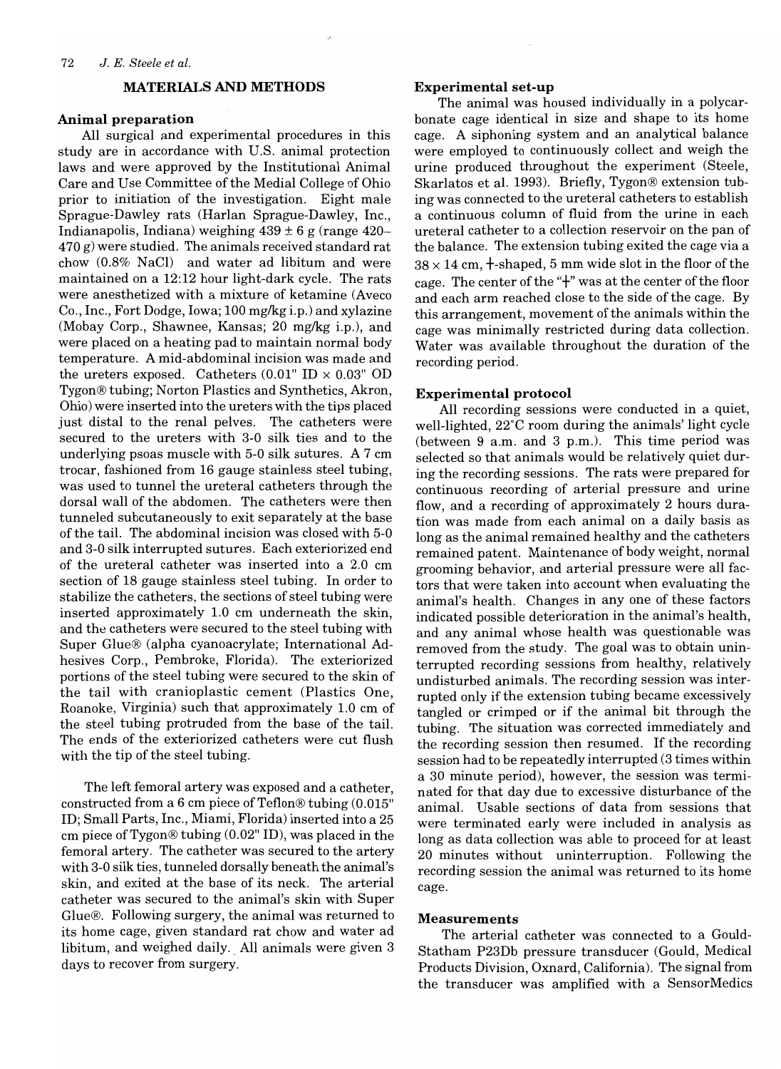## MATERIALS AND METHODS

### Animal preparation

All surgical and experimental procedures in this study are in accordance with U.S. animal protection laws and were approved by the Institutional Animal Care and Use Committee of the Medial College of Ohio prior to initiation of the investigation. Eight male Sprague-Dawley rats (Harlan Sprague-Dawley, Inc., Indianapolis, Indiana) weighing 439 ± 6 g (range 420–470 g) were studied. The animals received standard rat chow (0.8% NaCl) and water ad libitum and were maintained on a 12:12 hour light-dark cycle. The rats were anesthetized with a mixture of ketamine (Aveco Co., Inc., Fort Dodge, Iowa; 100 mg/kg i.p.) and xylazine (Mobay Corp., Shawnee, Kansas; 20 mg/kg i.p.), and were placed on a heating pad to maintain normal body temperature. A mid-abdominal incision was made and the ureters exposed. Catheters (0.01" ID × 0.03" OD Tygon® tubing; Norton Plastics and Synthetics, Akron, Ohio) were inserted into the ureters with the tips placed just distal to the renal pelves. The catheters were secured to the ureters with 3-0 silk ties and to the underlying psoas muscle with 5-0 silk sutures. A 7 cm trocar, fashioned from 16 gauge stainless steel tubing, was used to tunnel the ureteral catheters through the dorsal wall of the abdomen. The catheters were then tunneled subcutaneously to exit separately at the base of the tail. The abdominal incision was closed with 5-0 and 3-0 silk interrupted sutures. Each exteriorized end of the ureteral catheter was inserted into a 2.0 cm section of 18 gauge stainless steel tubing. In order to stabilize the catheters, the sections of steel tubing were inserted approximately 1.0 cm underneath the skin, and the catheters were secured to the steel tubing with Super Glue® (alpha cyanoacrylate; International Adhesives Corp., Pembroke, Florida). The exteriorized portions of the steel tubing were secured to the skin of the tail with cranioplastic cement (Plastics One, Roanoke, Virginia) such that approximately 1.0 cm of the steel tubing protruded from the base of the tail. The ends of the exteriorized catheters were cut flush with the tip of the steel tubing.

The left femoral artery was exposed and a catheter, constructed from a 6 cm piece of Teflon® tubing (0.015" ID; Small Parts, Inc., Miami, Florida) inserted into a 25 cm piece of Tygon® tubing (0.02" ID), was placed in the femoral artery. The catheter was secured to the artery with 3-0 silk ties, tunneled dorsally beneath the animal's skin, and exited at the base of its neck. The arterial catheter was secured to the animal's skin with Super Glue®. Following surgery, the animal was returned to its home cage, given standard rat chow and water ad libitum, and weighed daily. All animals were given 3 days to recover from surgery.

### Experimental set-up

The animal was housed individually in a polycarbonate cage identical in size and shape to its home cage. A siphoning system and an analytical balance were employed to continuously collect and weigh the urine produced throughout the experiment (Steele, Skarlatos et al. 1993). Briefly, Tygon® extension tubing was connected to the ureteral catheters to establish a continuous column of fluid from the urine in each ureteral catheter to a collection reservoir on the pan of the balance. The extension tubing exited the cage via a 38 × 14 cm, +-shaped, 5 mm wide slot in the floor of the cage. The center of the "+" was at the center of the floor and each arm reached close to the side of the cage. By this arrangement, movement of the animals within the cage was minimally restricted during data collection. Water was available throughout the duration of the recording period.

### Experimental protocol

All recording sessions were conducted in a quiet, well-lighted, 22°C room during the animals' light cycle (between 9 a.m. and 3 p.m.). This time period was selected so that animals would be relatively quiet during the recording sessions. The rats were prepared for continuous recording of arterial pressure and urine flow, and a recording of approximately 2 hours duration was made from each animal on a daily basis as long as the animal remained healthy and the catheters remained patent. Maintenance of body weight, normal grooming behavior, and arterial pressure were all factors that were taken into account when evaluating the animal's health. Changes in any one of these factors indicated possible deterioration in the animal's health, and any animal whose health was questionable was removed from the study. The goal was to obtain uninterrupted recording sessions from healthy, relatively undisturbed animals. The recording session was interrupted only if the extension tubing became excessively tangled or crimped or if the animal bit through the tubing. The situation was corrected immediately and the recording session then resumed. If the recording session had to be repeatedly interrupted (3 times within a 30 minute period), however, the session was terminated for that day due to excessive disturbance of the animal. Usable sections of data from sessions that were terminated early were included in analysis as long as data collection was able to proceed for at least 20 minutes without uninterruption. Following the recording session the animal was returned to its home cage.

### Measurements

The arterial catheter was connected to a Gould-Statham P23Db pressure transducer (Gould, Medical Products Division, Oxnard, California). The signal from the transducer was amplified with a SensorMedics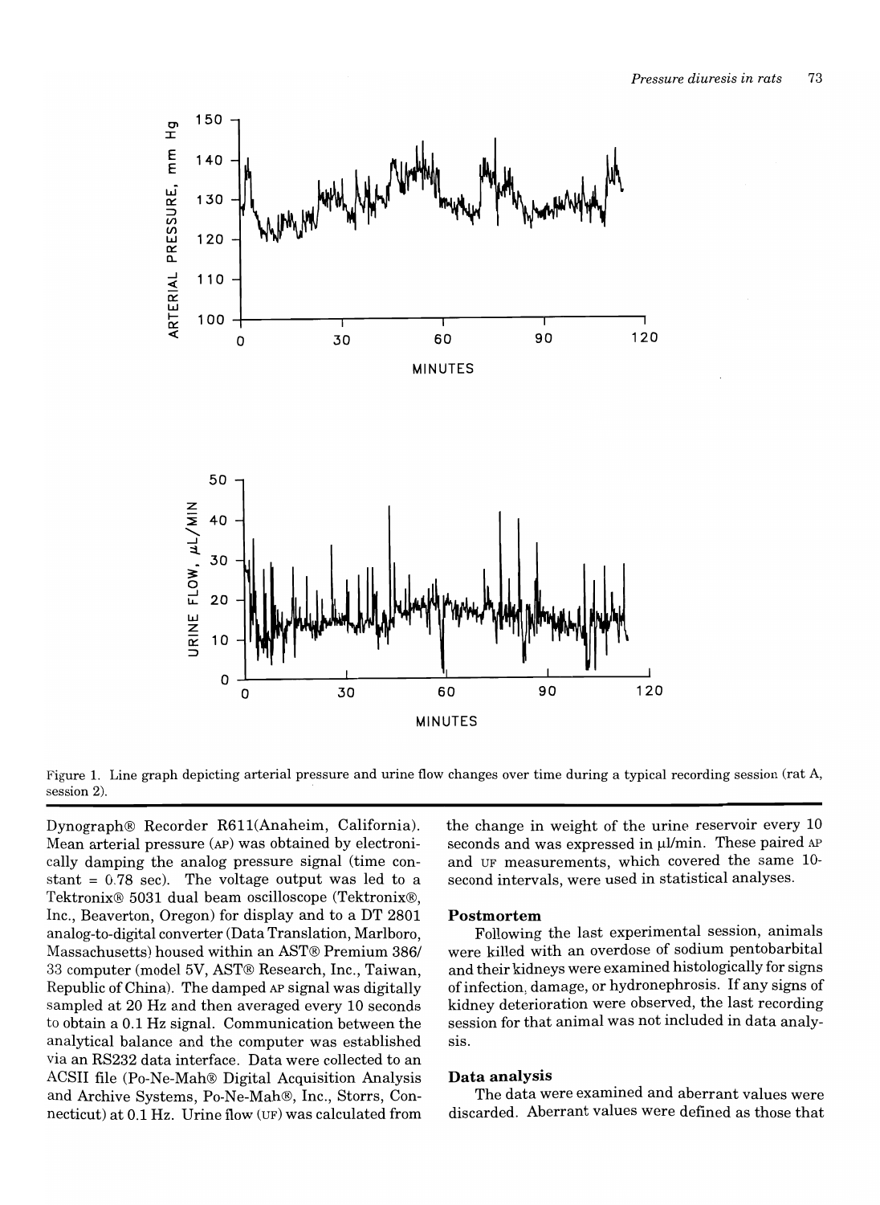Figure 1. Line graph depicting arterial pressure and urine flow changes over time during a typical recording session (rat A, session 2).

Dynograph® Recorder R611(Anaheim, California). Mean arterial pressure (AP) was obtained by electronically damping the analog pressure signal (time constant = 0.78 sec). The voltage output was led to a Tektronix® 5031 dual beam oscilloscope (Tektronix®, Inc., Beaverton, Oregon) for display and to a DT 2801 analog-to-digital converter (Data Translation, Marlboro, Massachusetts) housed within an AST® Premium 386/33 computer (model 5V, AST® Research, Inc., Taiwan, Republic of China). The damped AP signal was digitally sampled at 20 Hz and then averaged every 10 seconds to obtain a 0.1 Hz signal. Communication between the analytical balance and the computer was established via an RS232 data interface. Data were collected to an ACSII file (Po-Ne-Mah® Digital Acquisition Analysis and Archive Systems, Po-Ne-Mah®, Inc., Storrs, Connecticut) at 0.1 Hz. Urine flow (UF) was calculated from the change in weight of the urine reservoir every 10 seconds and was expressed in μl/min. These paired AP and UF measurements, which covered the same 10-second intervals, were used in statistical analyses.

### Postmortem

Following the last experimental session, animals were killed with an overdose of sodium pentobarbital and their kidneys were examined histologically for signs of infection, damage, or hydronephrosis. If any signs of kidney deterioration were observed, the last recording session for that animal was not included in data analysis.

### Data analysis

The data were examined and aberrant values were discarded. Aberrant values were defined as those that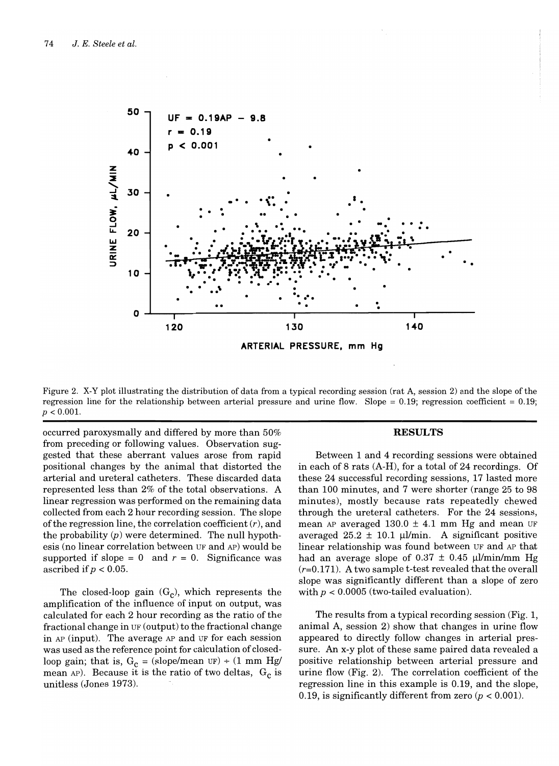Figure 2. X-Y plot illustrating the distribution of data from a typical recording session (rat A, session 2) and the slope of the regression line for the relationship between arterial pressure and urine flow. Slope = 0.19; regression coefficient = 0.19; $p < 0.001$.

occurred paroxysmally and differed by more than 50% from preceding or following values. Observation suggested that these aberrant values arose from rapid positional changes by the animal that distorted the arterial and ureteral catheters. These discarded data represented less than 2% of the total observations. A linear regression was performed on the remaining data collected from each 2 hour recording session. The slope of the regression line, the correlation coefficient ($r$), and the probability ($p$) were determined. The null hypothesis (no linear correlation between UF and AP) would be supported if slope = 0 and $r = 0$. Significance was ascribed if $p < 0.05$.

The closed-loop gain ($G_C$), which represents the amplification of the influence of input on output, was calculated for each 2 hour recording as the ratio of the fractional change in UF (output) to the fractional change in AP (input). The average AP and UF for each session was used as the reference point for calculation of closed-loop gain; that is, $G_C$ = (slope/mean UF) ÷ (1 mm Hg/mean AP). Because it is the ratio of two deltas, $G_C$ is unitless (Jones 1973).

## RESULTS

Between 1 and 4 recording sessions were obtained in each of 8 rats (A-H), for a total of 24 recordings. Of these 24 successful recording sessions, 17 lasted more than 100 minutes, and 7 were shorter (range 25 to 98 minutes), mostly because rats repeatedly chewed through the ureteral catheters. For the 24 sessions, mean AP averaged 130.0 ± 4.1 mm Hg and mean UF averaged 25.2 ± 10.1 µl/min. A significant positive linear relationship was found between UF and AP that had an average slope of 0.37 ± 0.45 µl/min/mm Hg ($r$=0.171). A two sample t-test revealed that the overall slope was significantly different than a slope of zero with $p < 0.0005$ (two-tailed evaluation).

The results from a typical recording session (Fig. 1, animal A, session 2) show that changes in urine flow appeared to directly follow changes in arterial pressure. An x-y plot of these same paired data revealed a positive relationship between arterial pressure and urine flow (Fig. 2). The correlation coefficient of the regression line in this example is 0.19, and the slope, 0.19, is significantly different from zero ($p < 0.001$).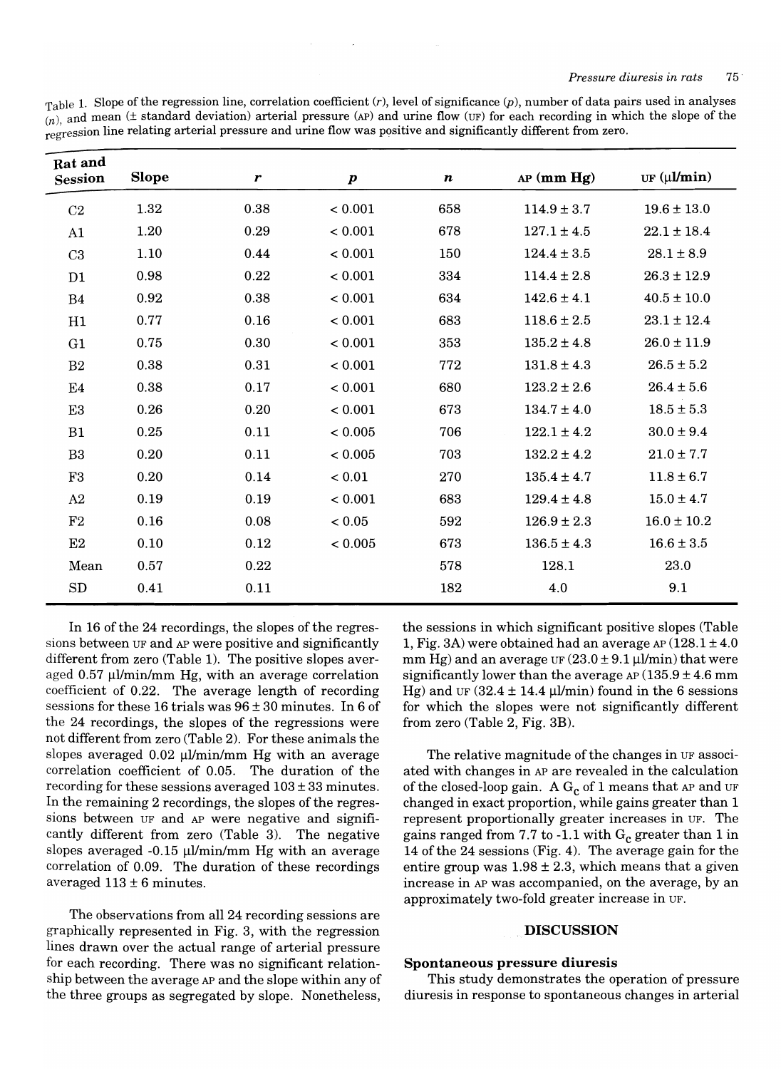Table 1. Slope of the regression line, correlation coefficient ($r$), level of significance ($p$), number of data pairs used in analyses ($n$), and mean (± standard deviation) arterial pressure (AP) and urine flow (UF) for each recording in which the slope of the regression line relating arterial pressure and urine flow was positive and significantly different from zero.

| Rat and Session | Slope | $r$ | $p$ | $n$ | AP (mm Hg) | UF (µl/min) |
|---|---|---|---|---|---|---|
| C2 | 1.32 | 0.38 | < 0.001 | 658 | 114.9 ± 3.7 | 19.6 ± 13.0 |
| A1 | 1.20 | 0.29 | < 0.001 | 678 | 127.1 ± 4.5 | 22.1 ± 18.4 |
| C3 | 1.10 | 0.44 | < 0.001 | 150 | 124.4 ± 3.5 | 28.1 ± 8.9 |
| D1 | 0.98 | 0.22 | < 0.001 | 334 | 114.4 ± 2.8 | 26.3 ± 12.9 |
| B4 | 0.92 | 0.38 | < 0.001 | 634 | 142.6 ± 4.1 | 40.5 ± 10.0 |
| H1 | 0.77 | 0.16 | < 0.001 | 683 | 118.6 ± 2.5 | 23.1 ± 12.4 |
| G1 | 0.75 | 0.30 | < 0.001 | 353 | 135.2 ± 4.8 | 26.0 ± 11.9 |
| B2 | 0.38 | 0.31 | < 0.001 | 772 | 131.8 ± 4.3 | 26.5 ± 5.2 |
| E4 | 0.38 | 0.17 | < 0.001 | 680 | 123.2 ± 2.6 | 26.4 ± 5.6 |
| E3 | 0.26 | 0.20 | < 0.001 | 673 | 134.7 ± 4.0 | 18.5 ± 5.3 |
| B1 | 0.25 | 0.11 | < 0.005 | 706 | 122.1 ± 4.2 | 30.0 ± 9.4 |
| B3 | 0.20 | 0.11 | < 0.005 | 703 | 132.2 ± 4.2 | 21.0 ± 7.7 |
| F3 | 0.20 | 0.14 | < 0.01 | 270 | 135.4 ± 4.7 | 11.8 ± 6.7 |
| A2 | 0.19 | 0.19 | < 0.001 | 683 | 129.4 ± 4.8 | 15.0 ± 4.7 |
| F2 | 0.16 | 0.08 | < 0.05 | 592 | 126.9 ± 2.3 | 16.0 ± 10.2 |
| E2 | 0.10 | 0.12 | < 0.005 | 673 | 136.5 ± 4.3 | 16.6 ± 3.5 |
| Mean | 0.57 | 0.22 | | 578 | 128.1 | 23.0 |
| SD | 0.41 | 0.11 | | 182 | 4.0 | 9.1 |

In 16 of the 24 recordings, the slopes of the regressions between UF and AP were positive and significantly different from zero (Table 1). The positive slopes averaged 0.57 µl/min/mm Hg, with an average correlation coefficient of 0.22. The average length of recording sessions for these 16 trials was 96 ± 30 minutes. In 6 of the 24 recordings, the slopes of the regressions were not different from zero (Table 2). For these animals the slopes averaged 0.02 µl/min/mm Hg with an average correlation coefficient of 0.05. The duration of the recording for these sessions averaged 103 ± 33 minutes. In the remaining 2 recordings, the slopes of the regressions between UF and AP were negative and significantly different from zero (Table 3). The negative slopes averaged -0.15 µl/min/mm Hg with an average correlation of 0.09. The duration of these recordings averaged 113 ± 6 minutes.

The observations from all 24 recording sessions are graphically represented in Fig. 3, with the regression lines drawn over the actual range of arterial pressure for each recording. There was no significant relationship between the average AP and the slope within any of the three groups as segregated by slope. Nonetheless, the sessions in which significant positive slopes (Table 1, Fig. 3A) were obtained had an average AP (128.1 ± 4.0 mm Hg) and an average UF (23.0 ± 9.1 µl/min) that were significantly lower than the average AP (135.9 ± 4.6 mm Hg) and UF (32.4 ± 14.4 µl/min) found in the 6 sessions for which the slopes were not significantly different from zero (Table 2, Fig. 3B).

The relative magnitude of the changes in UF associated with changes in AP are revealed in the calculation of the closed-loop gain. A $G_c$ of 1 means that AP and UF changed in exact proportion, while gains greater than 1 represent proportionally greater increases in UF. The gains ranged from 7.7 to -1.1 with $G_c$ greater than 1 in 14 of the 24 sessions (Fig. 4). The average gain for the entire group was 1.98 ± 2.3, which means that a given increase in AP was accompanied, on the average, by an approximately two-fold greater increase in UF.

## DISCUSSION

### Spontaneous pressure diuresis

This study demonstrates the operation of pressure diuresis in response to spontaneous changes in arterial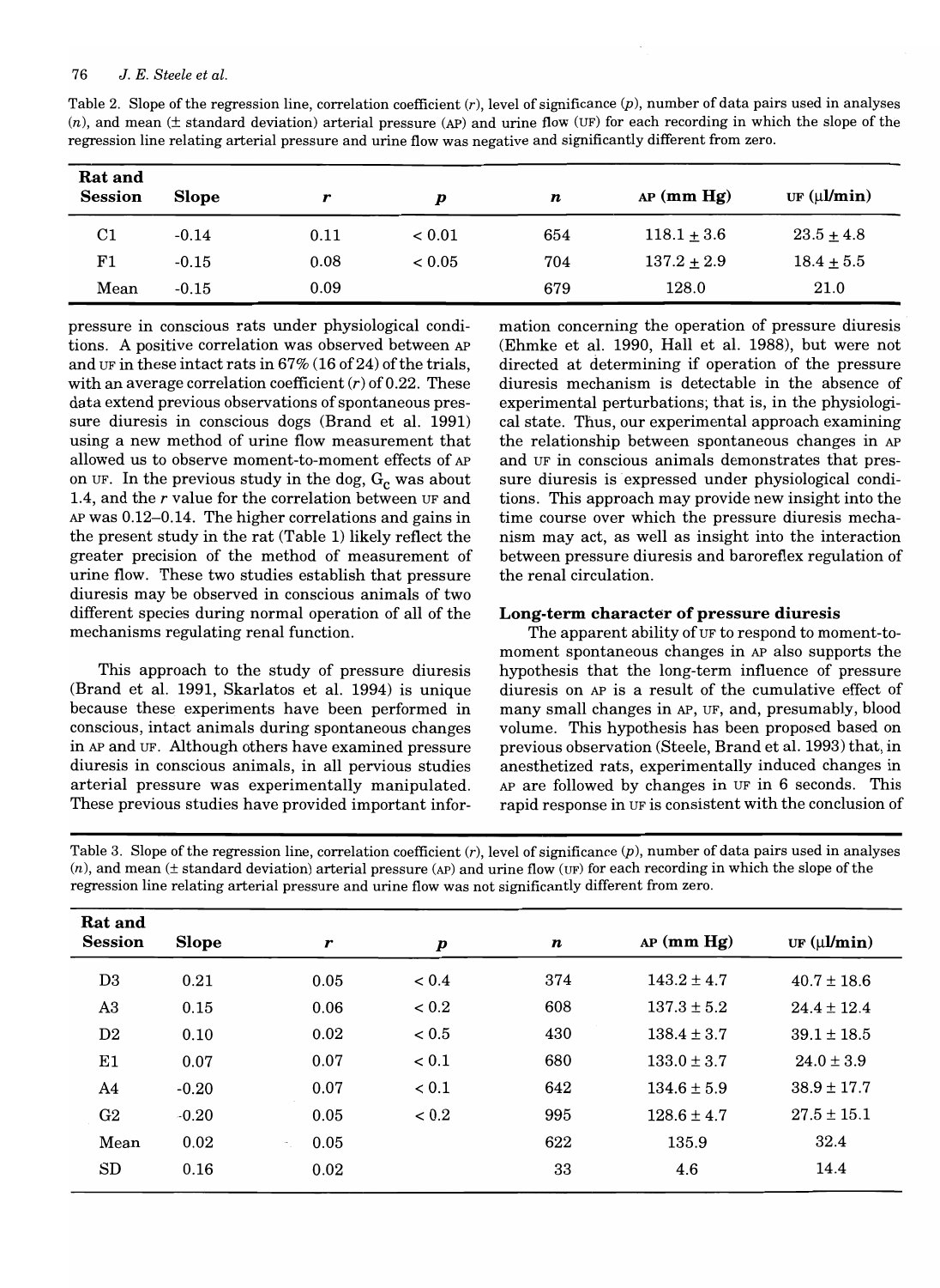Table 2. Slope of the regression line, correlation coefficient ($r$), level of significance ($p$), number of data pairs used in analyses ($n$), and mean (± standard deviation) arterial pressure (AP) and urine flow (UF) for each recording in which the slope of the regression line relating arterial pressure and urine flow was negative and significantly different from zero.

| Rat and Session | Slope | $r$ | $p$ | $n$ | AP (mm Hg) | UF (μl/min) |
|---|---|---|---|---|---|---|
| C1 | -0.14 | 0.11 | < 0.01 | 654 | 118.1 ± 3.6 | 23.5 ± 4.8 |
| F1 | -0.15 | 0.08 | < 0.05 | 704 | 137.2 ± 2.9 | 18.4 ± 5.5 |
| Mean | -0.15 | 0.09 | | 679 | 128.0 | 21.0 |

pressure in conscious rats under physiological conditions. A positive correlation was observed between AP and UF in these intact rats in 67% (16 of 24) of the trials, with an average correlation coefficient ($r$) of 0.22. These data extend previous observations of spontaneous pressure diuresis in conscious dogs (Brand et al. 1991) using a new method of urine flow measurement that allowed us to observe moment-to-moment effects of AP on UF. In the previous study in the dog, $G_c$ was about 1.4, and the $r$ value for the correlation between UF and AP was 0.12–0.14. The higher correlations and gains in the present study in the rat (Table 1) likely reflect the greater precision of the method of measurement of urine flow. These two studies establish that pressure diuresis may be observed in conscious animals of two different species during normal operation of all of the mechanisms regulating renal function.

This approach to the study of pressure diuresis (Brand et al. 1991, Skarlatos et al. 1994) is unique because these experiments have been performed in conscious, intact animals during spontaneous changes in AP and UF. Although others have examined pressure diuresis in conscious animals, in all pervious studies arterial pressure was experimentally manipulated. These previous studies have provided important information concerning the operation of pressure diuresis (Ehmke et al. 1990, Hall et al. 1988), but were not directed at determining if operation of the pressure diuresis mechanism is detectable in the absence of experimental perturbations; that is, in the physiological state. Thus, our experimental approach examining the relationship between spontaneous changes in AP and UF in conscious animals demonstrates that pressure diuresis is expressed under physiological conditions. This approach may provide new insight into the time course over which the pressure diuresis mechanism may act, as well as insight into the interaction between pressure diuresis and baroreflex regulation of the renal circulation.

### Long-term character of pressure diuresis

The apparent ability of UF to respond to moment-to-moment spontaneous changes in AP also supports the hypothesis that the long-term influence of pressure diuresis on AP is a result of the cumulative effect of many small changes in AP, UF, and, presumably, blood volume. This hypothesis has been proposed based on previous observation (Steele, Brand et al. 1993) that, in anesthetized rats, experimentally induced changes in AP are followed by changes in UF in 6 seconds. This rapid response in UF is consistent with the conclusion of

Table 3. Slope of the regression line, correlation coefficient ($r$), level of significance ($p$), number of data pairs used in analyses ($n$), and mean (± standard deviation) arterial pressure (AP) and urine flow (UF) for each recording in which the slope of the regression line relating arterial pressure and urine flow was not significantly different from zero.

| Rat and Session | Slope | $r$ | $p$ | $n$ | AP (mm Hg) | UF (μl/min) |
|---|---|---|---|---|---|---|
| D3 | 0.21 | 0.05 | < 0.4 | 374 | 143.2 ± 4.7 | 40.7 ± 18.6 |
| A3 | 0.15 | 0.06 | < 0.2 | 608 | 137.3 ± 5.2 | 24.4 ± 12.4 |
| D2 | 0.10 | 0.02 | < 0.5 | 430 | 138.4 ± 3.7 | 39.1 ± 18.5 |
| E1 | 0.07 | 0.07 | < 0.1 | 680 | 133.0 ± 3.7 | 24.0 ± 3.9 |
| A4 | -0.20 | 0.07 | < 0.1 | 642 | 134.6 ± 5.9 | 38.9 ± 17.7 |
| G2 | -0.20 | 0.05 | < 0.2 | 995 | 128.6 ± 4.7 | 27.5 ± 15.1 |
| Mean | 0.02 | 0.05 | | 622 | 135.9 | 32.4 |
| SD | 0.16 | 0.02 | | 33 | 4.6 | 14.4 |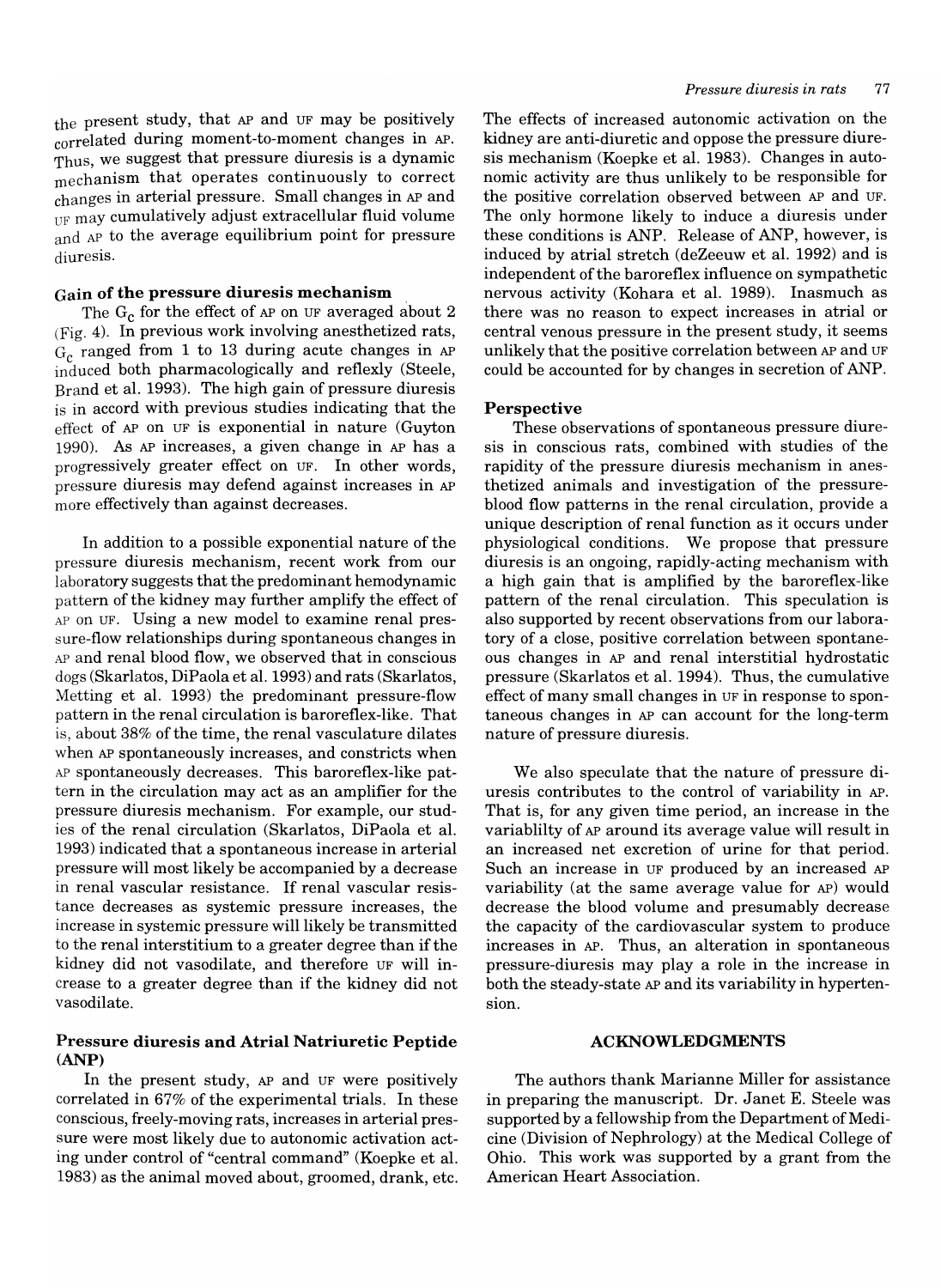the present study, that AP and UF may be positively correlated during moment-to-moment changes in AP. Thus, we suggest that pressure diuresis is a dynamic mechanism that operates continuously to correct changes in arterial pressure. Small changes in AP and UF may cumulatively adjust extracellular fluid volume and AP to the average equilibrium point for pressure diuresis.

### Gain of the pressure diuresis mechanism

The $G_c$ for the effect of AP on UF averaged about 2 (Fig. 4). In previous work involving anesthetized rats, $G_c$ ranged from 1 to 13 during acute changes in AP induced both pharmacologically and reflexly (Steele, Brand et al. 1993). The high gain of pressure diuresis is in accord with previous studies indicating that the effect of AP on UF is exponential in nature (Guyton 1990). As AP increases, a given change in AP has a progressively greater effect on UF. In other words, pressure diuresis may defend against increases in AP more effectively than against decreases.

In addition to a possible exponential nature of the pressure diuresis mechanism, recent work from our laboratory suggests that the predominant hemodynamic pattern of the kidney may further amplify the effect of AP on UF. Using a new model to examine renal pressure-flow relationships during spontaneous changes in AP and renal blood flow, we observed that in conscious dogs (Skarlatos, DiPaola et al. 1993) and rats (Skarlatos, Metting et al. 1993) the predominant pressure-flow pattern in the renal circulation is baroreflex-like. That is, about 38% of the time, the renal vasculature dilates when AP spontaneously increases, and constricts when AP spontaneously decreases. This baroreflex-like pattern in the circulation may act as an amplifier for the pressure diuresis mechanism. For example, our studies of the renal circulation (Skarlatos, DiPaola et al. 1993) indicated that a spontaneous increase in arterial pressure will most likely be accompanied by a decrease in renal vascular resistance. If renal vascular resistance decreases as systemic pressure increases, the increase in systemic pressure will likely be transmitted to the renal interstitium to a greater degree than if the kidney did not vasodilate, and therefore UF will increase to a greater degree than if the kidney did not vasodilate.

### Pressure diuresis and Atrial Natriuretic Peptide (ANP)

In the present study, AP and UF were positively correlated in 67% of the experimental trials. In these conscious, freely-moving rats, increases in arterial pressure were most likely due to autonomic activation acting under control of "central command" (Koepke et al. 1983) as the animal moved about, groomed, drank, etc. The effects of increased autonomic activation on the kidney are anti-diuretic and oppose the pressure diuresis mechanism (Koepke et al. 1983). Changes in autonomic activity are thus unlikely to be responsible for the positive correlation observed between AP and UF. The only hormone likely to induce a diuresis under these conditions is ANP. Release of ANP, however, is induced by atrial stretch (deZeeuw et al. 1992) and is independent of the baroreflex influence on sympathetic nervous activity (Kohara et al. 1989). Inasmuch as there was no reason to expect increases in atrial or central venous pressure in the present study, it seems unlikely that the positive correlation between AP and UF could be accounted for by changes in secretion of ANP.

### Perspective

These observations of spontaneous pressure diuresis in conscious rats, combined with studies of the rapidity of the pressure diuresis mechanism in anesthetized animals and investigation of the pressure-blood flow patterns in the renal circulation, provide a unique description of renal function as it occurs under physiological conditions. We propose that pressure diuresis is an ongoing, rapidly-acting mechanism with a high gain that is amplified by the baroreflex-like pattern of the renal circulation. This speculation is also supported by recent observations from our laboratory of a close, positive correlation between spontaneous changes in AP and renal interstitial hydrostatic pressure (Skarlatos et al. 1994). Thus, the cumulative effect of many small changes in UF in response to spontaneous changes in AP can account for the long-term nature of pressure diuresis.

We also speculate that the nature of pressure diuresis contributes to the control of variability in AP. That is, for any given time period, an increase in the variablilty of AP around its average value will result in an increased net excretion of urine for that period. Such an increase in UF produced by an increased AP variability (at the same average value for AP) would decrease the blood volume and presumably decrease the capacity of the cardiovascular system to produce increases in AP. Thus, an alteration in spontaneous pressure-diuresis may play a role in the increase in both the steady-state AP and its variability in hypertension.

### ACKNOWLEDGMENTS

The authors thank Marianne Miller for assistance in preparing the manuscript. Dr. Janet E. Steele was supported by a fellowship from the Department of Medicine (Division of Nephrology) at the Medical College of Ohio. This work was supported by a grant from the American Heart Association.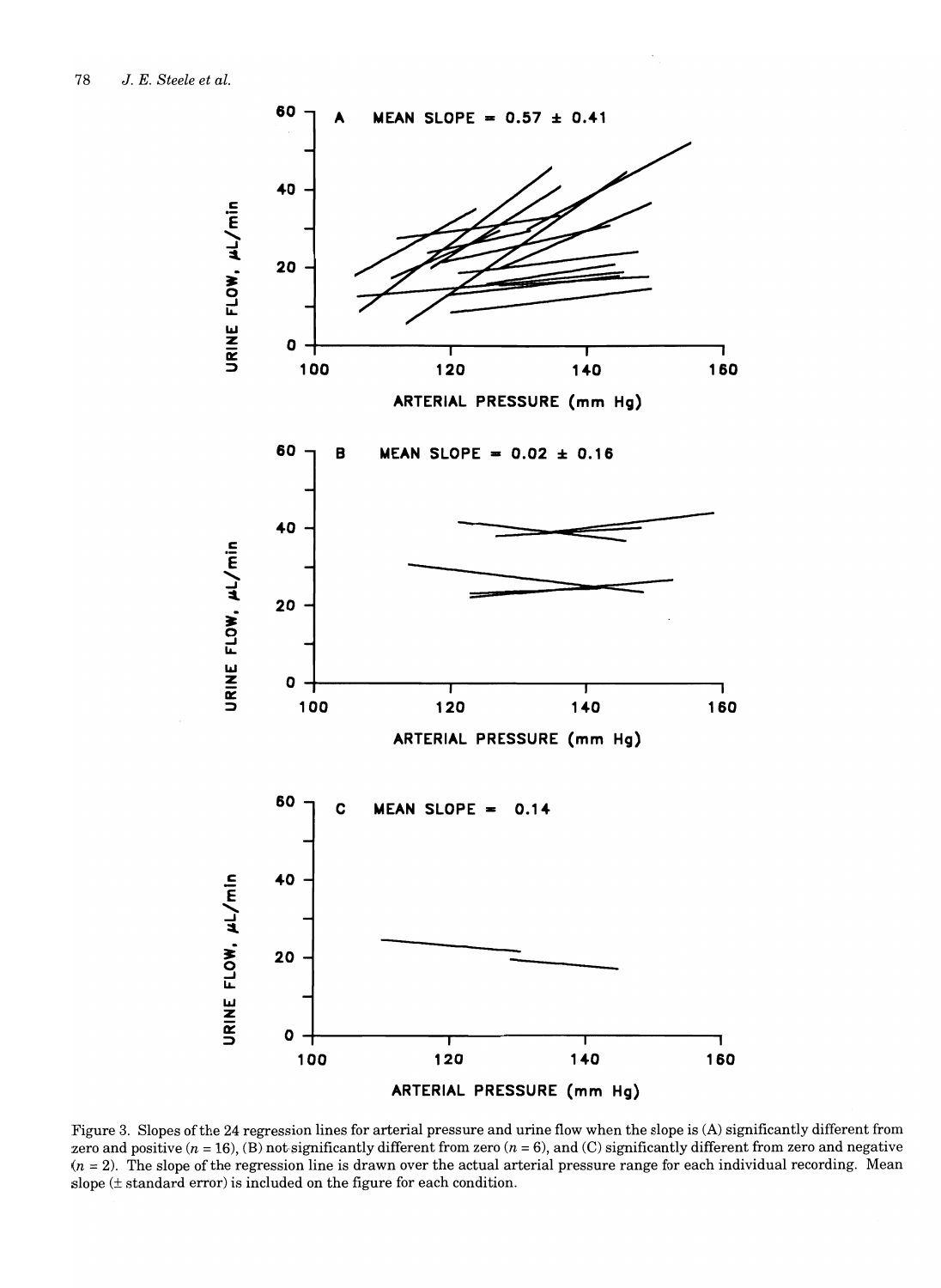Figure 3. Slopes of the 24 regression lines for arterial pressure and urine flow when the slope is (A) significantly different from zero and positive ($n = 16$), (B) not significantly different from zero ($n = 6$), and (C) significantly different from zero and negative ($n = 2$). The slope of the regression line is drawn over the actual arterial pressure range for each individual recording. Mean slope (± standard error) is included on the figure for each condition.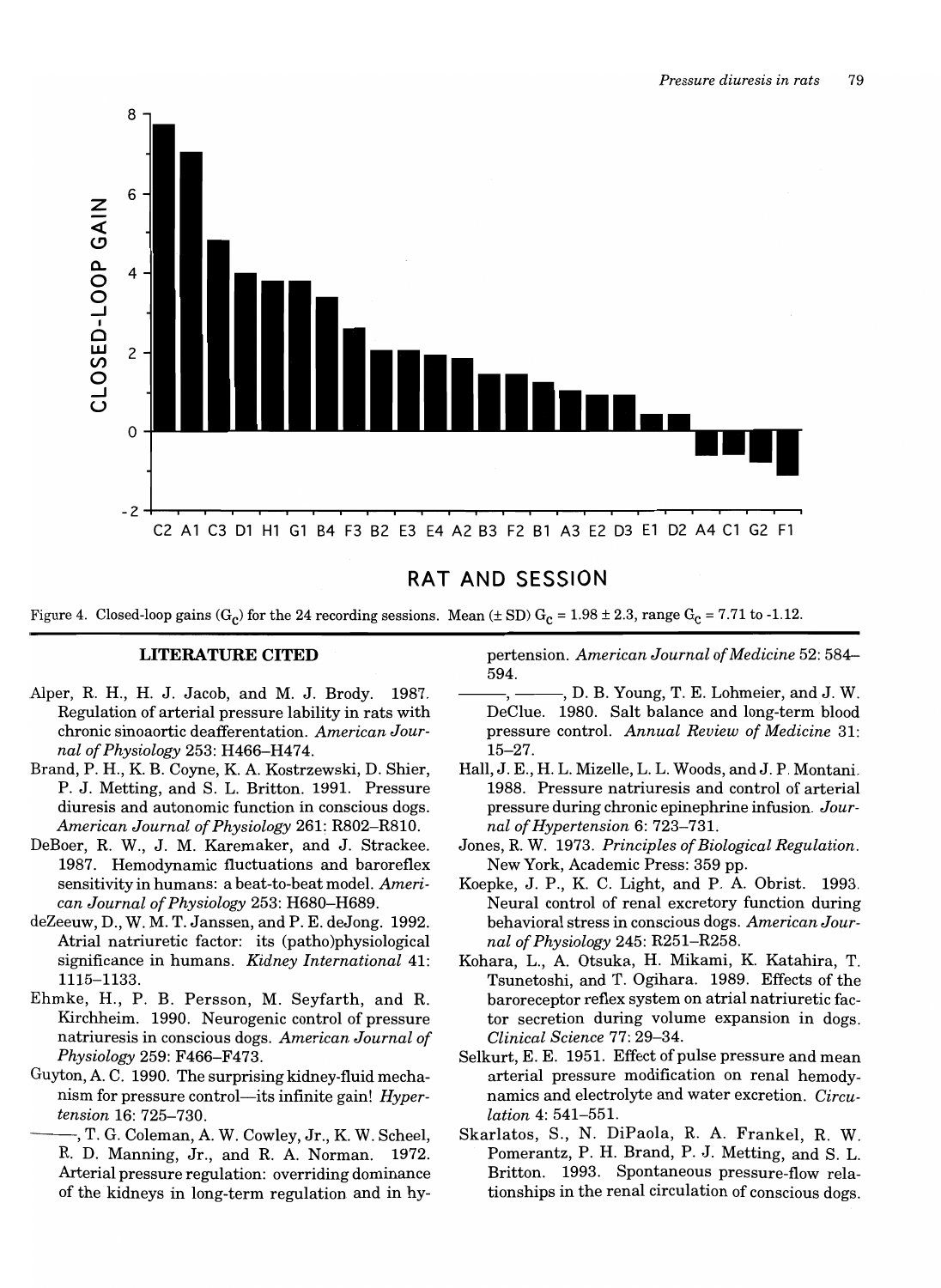Figure 4. Closed-loop gains ($G_C$) for the 24 recording sessions. Mean (± SD) $G_C$ = 1.98 ± 2.3, range $G_C$ = 7.71 to -1.12.

## LITERATURE CITED

Alper, R. H., H. J. Jacob, and M. J. Brody. 1987. Regulation of arterial pressure lability in rats with chronic sinoaortic deafferentation. *American Journal of Physiology* 253: H466–H474.

Brand, P. H., K. B. Coyne, K. A. Kostrzewski, D. Shier, P. J. Metting, and S. L. Britton. 1991. Pressure diuresis and autonomic function in conscious dogs. *American Journal of Physiology* 261: R802–R810.

DeBoer, R. W., J. M. Karemaker, and J. Strackee. 1987. Hemodynamic fluctuations and baroreflex sensitivity in humans: a beat-to-beat model. *American Journal of Physiology* 253: H680–H689.

deZeeuw, D., W. M. T. Janssen, and P. E. deJong. 1992. Atrial natriuretic factor: its (patho)physiological significance in humans. *Kidney International* 41: 1115–1133.

Ehmke, H., P. B. Persson, M. Seyfarth, and R. Kirchheim. 1990. Neurogenic control of pressure natriuresis in conscious dogs. *American Journal of Physiology* 259: F466–F473.

Guyton, A. C. 1990. The surprising kidney-fluid mechanism for pressure control—its infinite gain! *Hypertension* 16: 725–730.

———, T. G. Coleman, A. W. Cowley, Jr., K. W. Scheel, R. D. Manning, Jr., and R. A. Norman. 1972. Arterial pressure regulation: overriding dominance of the kidneys in long-term regulation and in hypertension. *American Journal of Medicine* 52: 584–594.

———, ———, D. B. Young, T. E. Lohmeier, and J. W. DeClue. 1980. Salt balance and long-term blood pressure control. *Annual Review of Medicine* 31: 15–27.

Hall, J. E., H. L. Mizelle, L. L. Woods, and J. P. Montani. 1988. Pressure natriuresis and control of arterial pressure during chronic epinephrine infusion. *Journal of Hypertension* 6: 723–731.

Jones, R. W. 1973. *Principles of Biological Regulation*. New York, Academic Press: 359 pp.

Koepke, J. P., K. C. Light, and P. A. Obrist. 1993. Neural control of renal excretory function during behavioral stress in conscious dogs. *American Journal of Physiology* 245: R251–R258.

Kohara, L., A. Otsuka, H. Mikami, K. Katahira, T. Tsunetoshi, and T. Ogihara. 1989. Effects of the baroreceptor reflex system on atrial natriuretic factor secretion during volume expansion in dogs. *Clinical Science* 77: 29–34.

Selkurt, E. E. 1951. Effect of pulse pressure and mean arterial pressure modification on renal hemodynamics and electrolyte and water excretion. *Circulation* 4: 541–551.

Skarlatos, S., N. DiPaola, R. A. Frankel, R. W. Pomerantz, P. H. Brand, P. J. Metting, and S. L. Britton. 1993. Spontaneous pressure-flow relationships in the renal circulation of conscious dogs.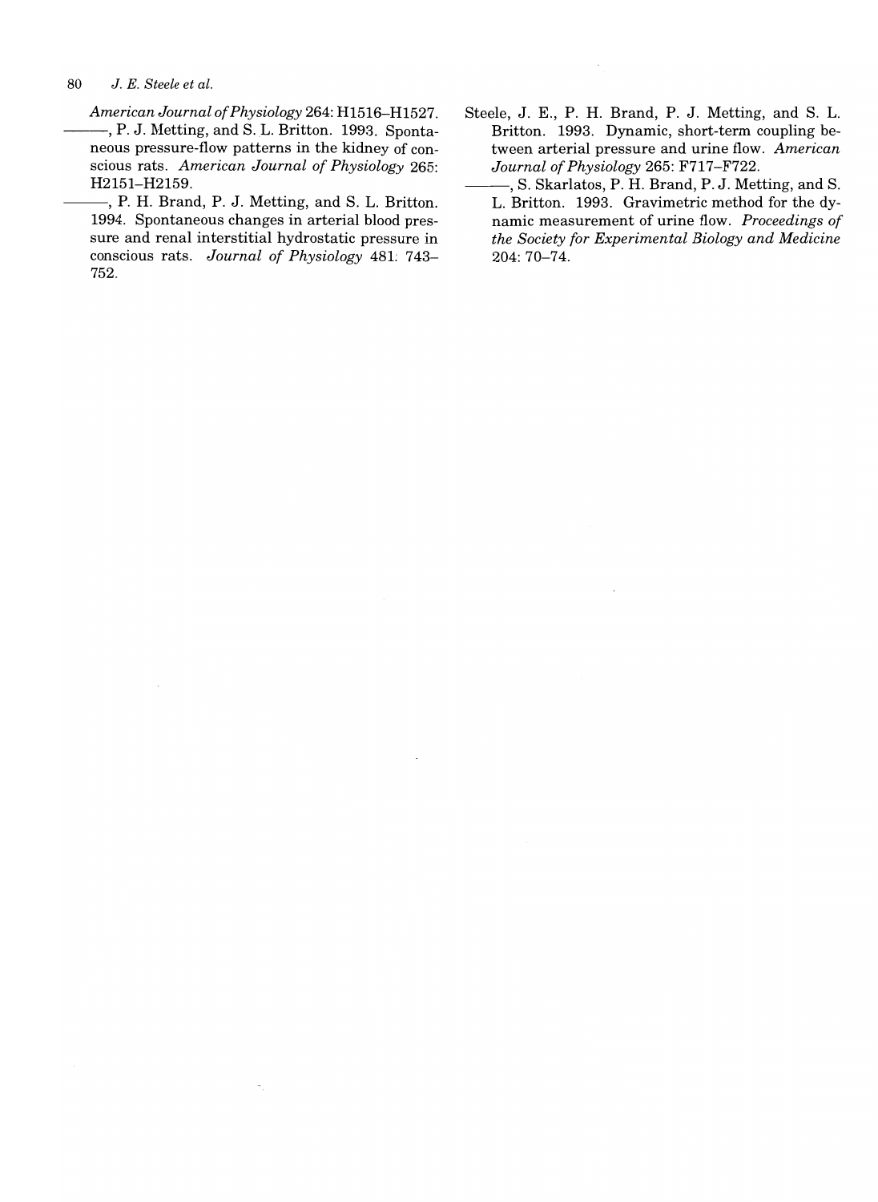*American Journal of Physiology* 264: H1516–H1527.

———, P. J. Metting, and S. L. Britton. 1993. Spontaneous pressure-flow patterns in the kidney of conscious rats. *American Journal of Physiology* 265: H2151–H2159.

———, P. H. Brand, P. J. Metting, and S. L. Britton. 1994. Spontaneous changes in arterial blood pressure and renal interstitial hydrostatic pressure in conscious rats. *Journal of Physiology* 481: 743–752.

Steele, J. E., P. H. Brand, P. J. Metting, and S. L. Britton. 1993. Dynamic, short-term coupling between arterial pressure and urine flow. *American Journal of Physiology* 265: F717–F722.

———, S. Skarlatos, P. H. Brand, P. J. Metting, and S. L. Britton. 1993. Gravimetric method for the dynamic measurement of urine flow. *Proceedings of the Society for Experimental Biology and Medicine* 204: 70–74.